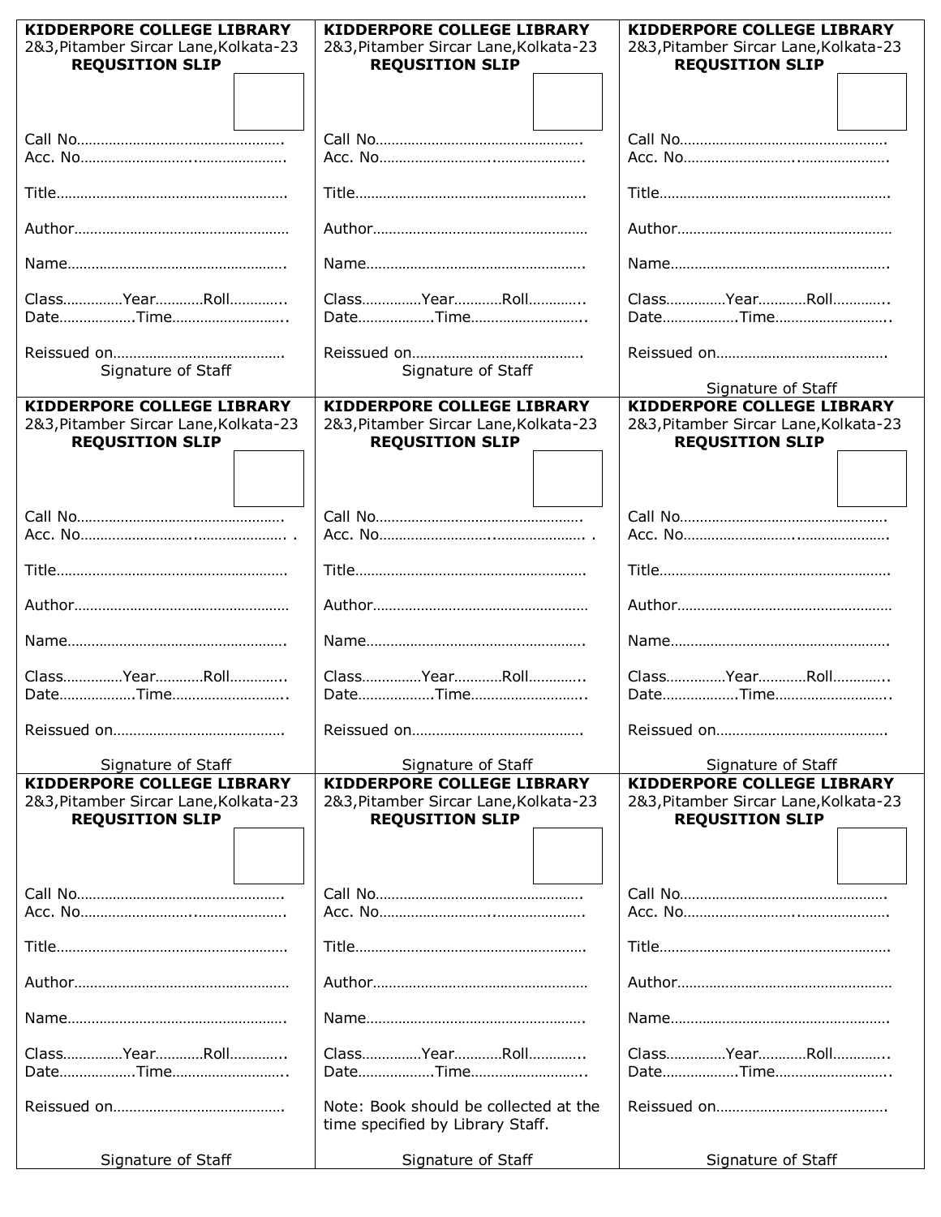**KIDDERPORE COLLEGE LIBRARY**
2&3,Pitamber Sircar Lane,Kolkata-23
**REQUSITION SLIP**

Call No…………………………………………….
Acc. No………………………..…………………

Title………………………………………………….

Author……………………………………………

Name……………………………………………….

Class……………Year…………Roll…………..
Date……………….Time………………………..

Reissued on…………………………………….
Signature of Staff

---

**KIDDERPORE COLLEGE LIBRARY**
2&3,Pitamber Sircar Lane,Kolkata-23
**REQUSITION SLIP**

Call No…………………………………………….
Acc. No………………………..…………………

Title………………………………………………….

Author……………………………………………

Name……………………………………………….

Class……………Year…………Roll…………..
Date……………….Time………………………..

Reissued on…………………………………….
Signature of Staff

---

**KIDDERPORE COLLEGE LIBRARY**
2&3,Pitamber Sircar Lane,Kolkata-23
**REQUSITION SLIP**

Call No…………………………………………….
Acc. No………………………..…………………

Title………………………………………………….

Author……………………………………………

Name……………………………………………….

Class……………Year…………Roll…………..
Date……………….Time………………………..

Reissued on…………………………………….

Signature of Staff

---

**KIDDERPORE COLLEGE LIBRARY**
2&3,Pitamber Sircar Lane,Kolkata-23
**REQUSITION SLIP**

Call No…………………………………………….
Acc. No………………………..………………… .

Title………………………………………………….

Author……………………………………………

Name……………………………………………….

Class……………Year…………Roll…………..
Date……………….Time………………………..

Reissued on…………………………………….

Signature of Staff

---

**KIDDERPORE COLLEGE LIBRARY**
2&3,Pitamber Sircar Lane,Kolkata-23
**REQUSITION SLIP**

Call No…………………………………………….
Acc. No………………………..………………… .

Title………………………………………………….

Author……………………………………………

Name……………………………………………….

Class……………Year…………Roll…………..
Date……………….Time………………………..

Reissued on…………………………………….

Signature of Staff

---

**KIDDERPORE COLLEGE LIBRARY**
2&3,Pitamber Sircar Lane,Kolkata-23
**REQUSITION SLIP**

Call No…………………………………………….
Acc. No………………………..…………………

Title………………………………………………….

Author……………………………………………

Name……………………………………………….

Class……………Year…………Roll…………..
Date……………….Time………………………..

Reissued on…………………………………….

Signature of Staff

---

**KIDDERPORE COLLEGE LIBRARY**
2&3,Pitamber Sircar Lane,Kolkata-23
**REQUSITION SLIP**

Call No…………………………………………….
Acc. No………………………..…………………

Title………………………………………………….

Author……………………………………………

Name……………………………………………….

Class……………Year…………Roll…………..
Date……………….Time………………………..

Reissued on…………………………………….

Signature of Staff

---

**KIDDERPORE COLLEGE LIBRARY**
2&3,Pitamber Sircar Lane,Kolkata-23
**REQUSITION SLIP**

Call No…………………………………………….
Acc. No………………………..…………………

Title………………………………………………….

Author……………………………………………

Name……………………………………………….

Class……………Year…………Roll…………..
Date……………….Time………………………..

Note: Book should be collected at the time specified by Library Staff.

Signature of Staff

---

**KIDDERPORE COLLEGE LIBRARY**
2&3,Pitamber Sircar Lane,Kolkata-23
**REQUSITION SLIP**

Call No…………………………………………….
Acc. No………………………..…………………

Title………………………………………………….

Author……………………………………………

Name……………………………………………….

Class……………Year…………Roll…………..
Date……………….Time………………………..

Reissued on…………………………………….

Signature of Staff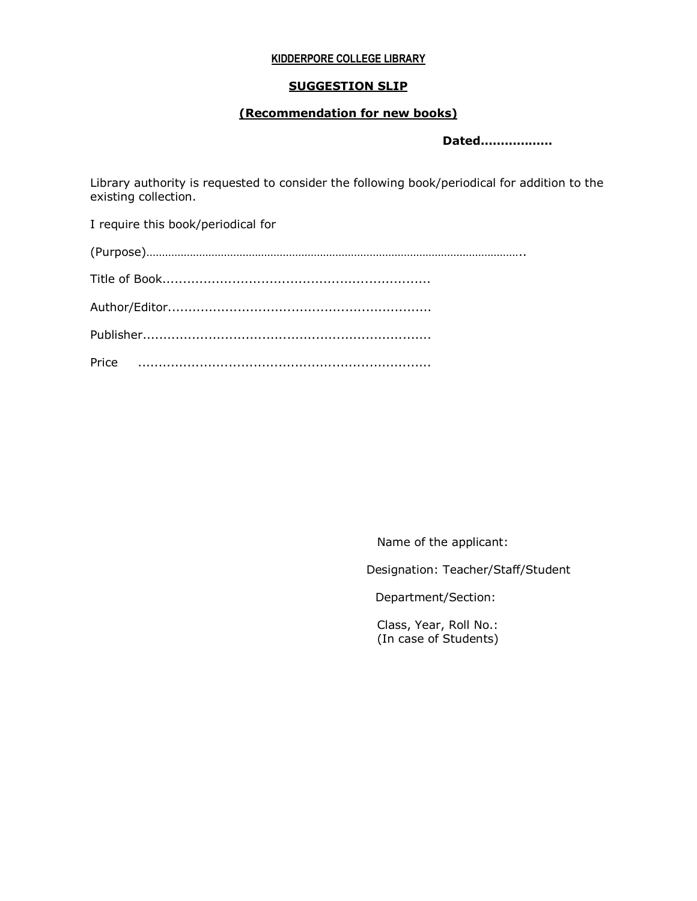**KIDDERPORE COLLEGE LIBRARY**

**SUGGESTION SLIP**

**(Recommendation for new books)**

**Dated.................**

Library authority is requested to consider the following book/periodical for addition to the existing collection.

I require this book/periodical for

(Purpose)…………………………………………………………………………………………………………..

Title of Book...............................................................

Author/Editor..............................................................

Publisher....................................................................

Price .....................................................................

Name of the applicant:

Designation: Teacher/Staff/Student

Department/Section:

Class, Year, Roll No.:
(In case of Students)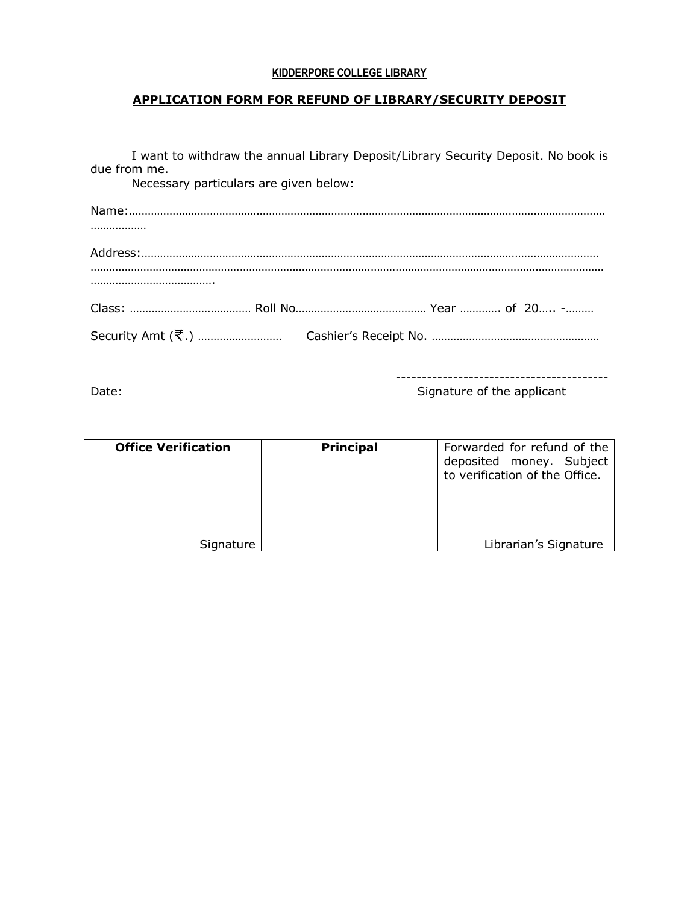## KIDDERPORE COLLEGE LIBRARY

## APPLICATION FORM FOR REFUND OF LIBRARY/SECURITY DEPOSIT

I want to withdraw the annual Library Deposit/Library Security Deposit. No book is due from me.

Necessary particulars are given below:

Name:……………………………………………………………………………………………………………………………………………

Address:…………………………………………………………………………………………………………………………………………
……………………………………………………………………………………………………………………………………………………….
…………………………………….

Class: ………………………………… Roll No…………………………………… Year …………. of 20….. -………

Security Amt (₹.) ……………………… Cashier's Receipt No. ………………………………………………

-----------------------------------------

Date: Signature of the applicant

| Office Verification | Principal | Forwarded for refund of the deposited money. Subject to verification of the Office. |
|---|---|---|
| Signature | | Librarian's Signature |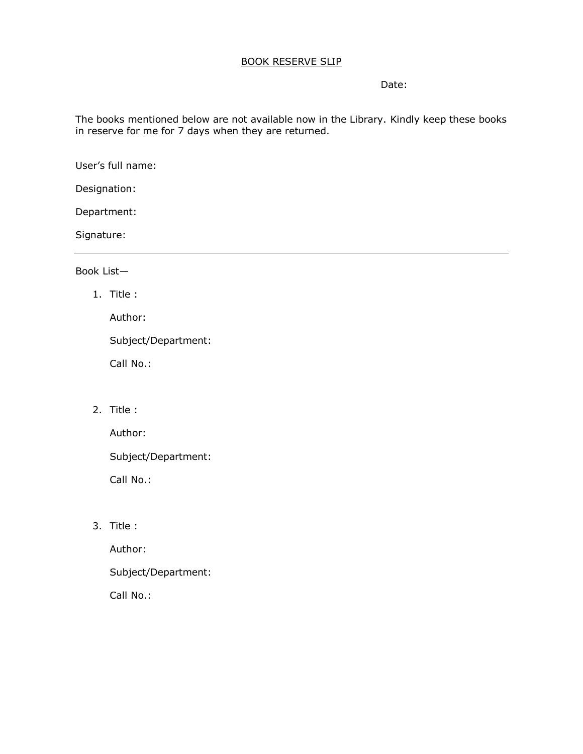# BOOK RESERVE SLIP

Date:

The books mentioned below are not available now in the Library. Kindly keep these books in reserve for me for 7 days when they are returned.

User's full name:

Designation:

Department:

Signature:

---

Book List—

1. Title :

   Author:

   Subject/Department:

   Call No.:

2. Title :

   Author:

   Subject/Department:

   Call No.:

3. Title :

   Author:

   Subject/Department:

   Call No.: